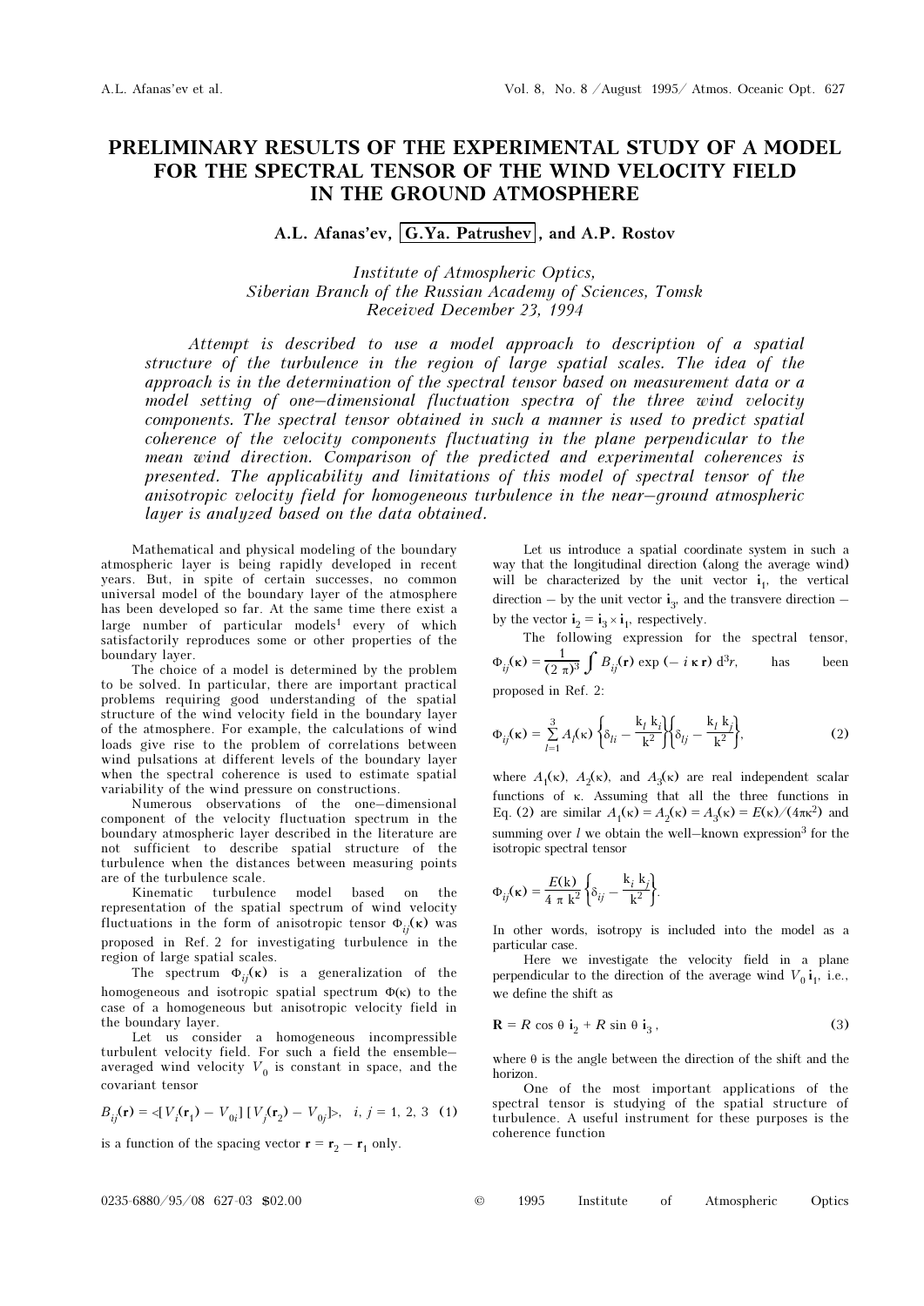# PRELIMINARY RESULTS OF THE EXPERIMENTAL STUDY OF A MODEL FOR THE SPECTRAL TENSOR OF THE WIND VELOCITY FIELD IN THE GROUND ATMOSPHERE

**A.L. Afanas'ev, G.Ya. Patrushev, and A.P. Rostov**

*Institute of Atmospheric Optics,*
*Siberian Branch of the Russian Academy of Sciences, Tomsk*
*Received December 23, 1994*

*Attempt is described to use a model approach to description of a spatial structure of the turbulence in the region of large spatial scales. The idea of the approach is in the determination of the spectral tensor based on measurement data or a model setting of one–dimensional fluctuation spectra of the three wind velocity components. The spectral tensor obtained in such a manner is used to predict spatial coherence of the velocity components fluctuating in the plane perpendicular to the mean wind direction. Comparison of the predicted and experimental coherences is presented. The applicability and limitations of this model of spectral tensor of the anisotropic velocity field for homogeneous turbulence in the near–ground atmospheric layer is analyzed based on the data obtained.*

Mathematical and physical modeling of the boundary atmospheric layer is being rapidly developed in recent years. But, in spite of certain successes, no common universal model of the boundary layer of the atmosphere has been developed so far. At the same time there exist a large number of particular models[1] every of which satisfactorily reproduces some or other properties of the boundary layer.

The choice of a model is determined by the problem to be solved. In particular, there are important practical problems requiring good understanding of the spatial structure of the wind velocity field in the boundary layer of the atmosphere. For example, the calculations of wind loads give rise to the problem of correlations between wind pulsations at different levels of the boundary layer when the spectral coherence is used to estimate spatial variability of the wind pressure on constructions.

Numerous observations of the one–dimensional component of the velocity fluctuation spectrum in the boundary atmospheric layer described in the literature are not sufficient to describe spatial structure of the turbulence when the distances between measuring points are of the turbulence scale.

Kinematic turbulence model based on the representation of the spatial spectrum of wind velocity fluctuations in the form of anisotropic tensor $\Phi_{ij}(\boldsymbol{\kappa})$ was proposed in Ref. 2 for investigating turbulence in the region of large spatial scales.

The spectrum $\Phi_{ij}(\boldsymbol{\kappa})$ is a generalization of the homogeneous and isotropic spatial spectrum $\Phi(\kappa)$ to the case of a homogeneous but anisotropic velocity field in the boundary layer.

Let us consider a homogeneous incompressible turbulent velocity field. For such a field the ensemble–averaged wind velocity $V_0$ is constant in space, and the covariant tensor

$$B_{ij}(\mathbf{r}) = \langle [V_i(\mathbf{r}_1) - V_{0i}]\,[V_j(\mathbf{r}_2) - V_{0j}] \rangle, \quad i, j = 1, 2, 3 \quad (1)$$

is a function of the spacing vector $\mathbf{r} = \mathbf{r}_2 - \mathbf{r}_1$ only.

Let us introduce a spatial coordinate system in such a way that the longitudinal direction (along the average wind) will be characterized by the unit vector $\mathbf{i}_1$, the vertical direction – by the unit vector $\mathbf{i}_3$, and the transvere direction – by the vector $\mathbf{i}_2 = \mathbf{i}_3 \times \mathbf{i}_1$, respectively.

The following expression for the spectral tensor, $\Phi_{ij}(\boldsymbol{\kappa}) = \dfrac{1}{(2\pi)^3} \int B_{ij}(\mathbf{r}) \exp(-i\,\boldsymbol{\kappa}\,\mathbf{r})\, d^3r$, has been proposed in Ref. 2:

$$\Phi_{ij}(\boldsymbol{\kappa}) = \sum_{l=1}^{3} A_l(\kappa) \left\{\delta_{li} - \frac{k_l\,k_i}{k^2}\right\}\left\{\delta_{lj} - \frac{k_l\,k_j}{k^2}\right\}, \quad (2)$$

where $A_1(\kappa)$, $A_2(\kappa)$, and $A_3(\kappa)$ are real independent scalar functions of $\kappa$. Assuming that all the three functions in Eq. (2) are similar $A_1(\kappa) = A_2(\kappa) = A_3(\kappa) = E(\kappa)/(4\pi\kappa^2)$ and summing over $l$ we obtain the well–known expression[3] for the isotropic spectral tensor

$$\Phi_{ij}(\boldsymbol{\kappa}) = \frac{E(k)}{4\,\pi\,k^2}\left\{\delta_{ij} - \frac{k_i\,k_j}{k^2}\right\}.$$

In other words, isotropy is included into the model as a particular case.

Here we investigate the velocity field in a plane perpendicular to the direction of the average wind $V_0\,\mathbf{i}_1$, i.e., we define the shift as

$$\mathbf{R} = R\cos\theta\,\mathbf{i}_2 + R\sin\theta\,\mathbf{i}_3, \quad (3)$$

where $\theta$ is the angle between the direction of the shift and the horizon.

One of the most important applications of the spectral tensor is studying of the spatial structure of turbulence. A useful instrument for these purposes is the coherence function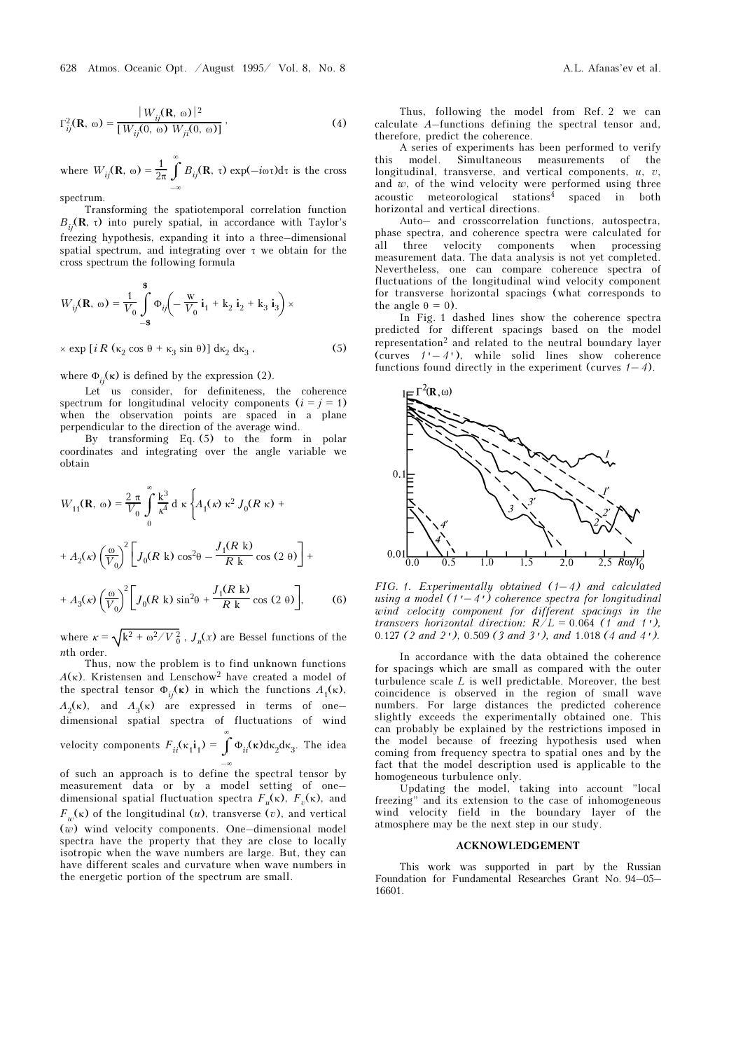$$\Gamma_{ij}^2(\mathbf{R}, \omega) = \frac{|W_{ij}(\mathbf{R}, \omega)|^2}{[W_{ij}(0, \omega)\, W_{ji}(0, \omega)]}, \tag{4}$$

where $W_{ij}(\mathbf{R}, \omega) = \frac{1}{2\pi} \int\limits_{-\infty}^{\infty} B_{ij}(\mathbf{R}, \tau) \exp(-i\omega\tau) d\tau$ is the cross spectrum.

Transforming the spatiotemporal correlation function $B_{ij}(\mathbf{R}, \tau)$ into purely spatial, in accordance with Taylor's freezing hypothesis, expanding it into a three-dimensional spatial spectrum, and integrating over $\tau$ we obtain for the cross spectrum the following formula

$$W_{ij}(\mathbf{R}, \omega) = \frac{1}{V_0} \int\limits_{-\$}^{\$} \Phi_{ij}\left(-\frac{\mathrm{w}}{V_0}\mathbf{i}_1 + \mathrm{k}_2\, \mathbf{i}_2 + \mathrm{k}_3\, \mathbf{i}_3\right) \times$$

$$\times \exp\left[i\, R\, (\kappa_2 \cos\theta + \kappa_3 \sin\theta)\right] d\kappa_2\, d\kappa_3, \tag{5}$$

where $\Phi_{ij}(\boldsymbol{\kappa})$ is defined by the expression (2).

Let us consider, for definiteness, the coherence spectrum for longitudinal velocity components ($i = j = 1$) when the observation points are spaced in a plane perpendicular to the direction of the average wind.

By transforming Eq. (5) to the form in polar coordinates and integrating over the angle variable we obtain

$$W_{11}(\mathbf{R}, \omega) = \frac{2\pi}{V_0} \int\limits_0^{\infty} \frac{\mathrm{k}^3}{\kappa^4} d\kappa \left\{ A_1(\kappa)\, \kappa^2 J_0(R\,\kappa) + \right.$$

$$+ A_2(\kappa)\left(\frac{\omega}{V_0}\right)^2 \left[ J_0(R\,\mathrm{k}) \cos^2\theta - \frac{J_1(R\,\mathrm{k})}{R\,\mathrm{k}} \cos(2\,\theta) \right] +$$

$$\left. + A_3(\kappa)\left(\frac{\omega}{V_0}\right)^2 \left[ J_0(R\,\mathrm{k}) \sin^2\theta + \frac{J_1(R\,\mathrm{k})}{R\,\mathrm{k}} \cos(2\,\theta) \right] \right\}, \tag{6}$$

where $\kappa = \sqrt{\mathrm{k}^2 + \omega^2/V_0^2}$, $J_n(x)$ are Bessel functions of the $n$th order.

Thus, now the problem is to find unknown functions $A(\kappa)$. Kristensen and Lenschow[2] have created a model of the spectral tensor $\Phi_{ij}(\boldsymbol{\kappa})$ in which the functions $A_1(\kappa)$, $A_2(\kappa)$, and $A_3(\kappa)$ are expressed in terms of one-dimensional spatial spectra of fluctuations of wind velocity components $F_{ii}(\kappa_1 \mathbf{i}_1) = \int\limits_{-\infty}^{\infty} \Phi_{ii}(\boldsymbol{\kappa}) d\kappa_2 d\kappa_3$. The idea of such an approach is to define the spectral tensor by measurement data or by a model setting of one-dimensional spatial fluctuation spectra $F_u(\kappa)$, $F_v(\kappa)$, and $F_w(\kappa)$ of the longitudinal ($u$), transverse ($v$), and vertical ($w$) wind velocity components. One-dimensional model spectra have the property that they are close to locally isotropic when the wave numbers are large. But, they can have different scales and curvature when wave numbers in the energetic portion of the spectrum are small.

Thus, following the model from Ref. 2 we can calculate $A$-functions defining the spectral tensor and, therefore, predict the coherence.

A series of experiments has been performed to verify this model. Simultaneous measurements of the longitudinal, transverse, and vertical components, $u$, $v$, and $w$, of the wind velocity were performed using three acoustic meteorological stations[4] spaced in both horizontal and vertical directions.

Auto- and crosscorrelation functions, autospectra, phase spectra, and coherence spectra were calculated for all three velocity components when processing measurement data. The data analysis is not yet completed. Nevertheless, one can compare coherence spectra of fluctuations of the longitudinal wind velocity component for transverse horizontal spacings (what corresponds to the angle $\theta = 0$).

In Fig. 1 dashed lines show the coherence spectra predicted for different spacings based on the model representation[2] and related to the neutral boundary layer (curves $1'-4'$), while solid lines show coherence functions found directly in the experiment (curves $1-4$).

*FIG. 1. Experimentally obtained (1–4) and calculated using a model (1'–4') coherence spectra for longitudinal wind velocity component for different spacings in the transvers horizontal direction: $R/L = 0.064$ (1 and 1'), 0.127 (2 and 2'), 0.509 (3 and 3'), and 1.018 (4 and 4').*

In accordance with the data obtained the coherence for spacings which are small as compared with the outer turbulence scale $L$ is well predictable. Moreover, the best coincidence is observed in the region of small wave numbers. For large distances the predicted coherence slightly exceeds the experimentally obtained one. This can probably be explained by the restrictions imposed in the model because of freezing hypothesis used when coming from frequency spectra to spatial ones and by the fact that the model description used is applicable to the homogeneous turbulence only.

Updating the model, taking into account "local freezing" and its extension to the case of inhomogeneous wind velocity field in the boundary layer of the atmosphere may be the next step in our study.

## ACKNOWLEDGEMENT

This work was supported in part by the Russian Foundation for Fundamental Researches Grant No. 94–05–16601.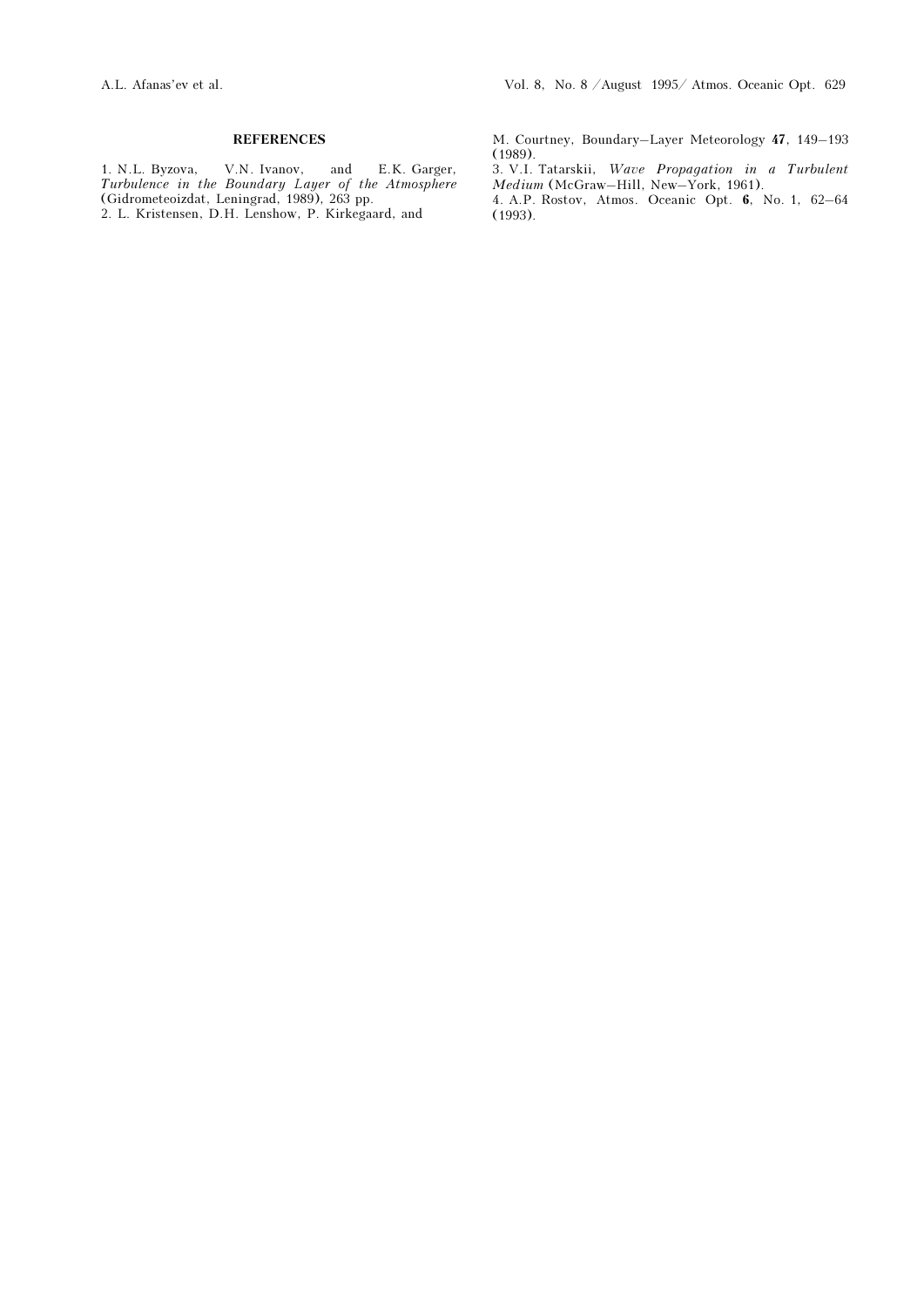## REFERENCES

1. N.L. Byzova, V.N. Ivanov, and E.K. Garger, *Turbulence in the Boundary Layer of the Atmosphere* (Gidrometeoizdat, Leningrad, 1989), 263 pp.
2. L. Kristensen, D.H. Lenshow, P. Kirkegaard, and M. Courtney, Boundary–Layer Meteorology **47**, 149–193 (1989).
3. V.I. Tatarskii, *Wave Propagation in a Turbulent Medium* (McGraw–Hill, New–York, 1961).
4. A.P. Rostov, Atmos. Oceanic Opt. **6**, No. 1, 62–64 (1993).